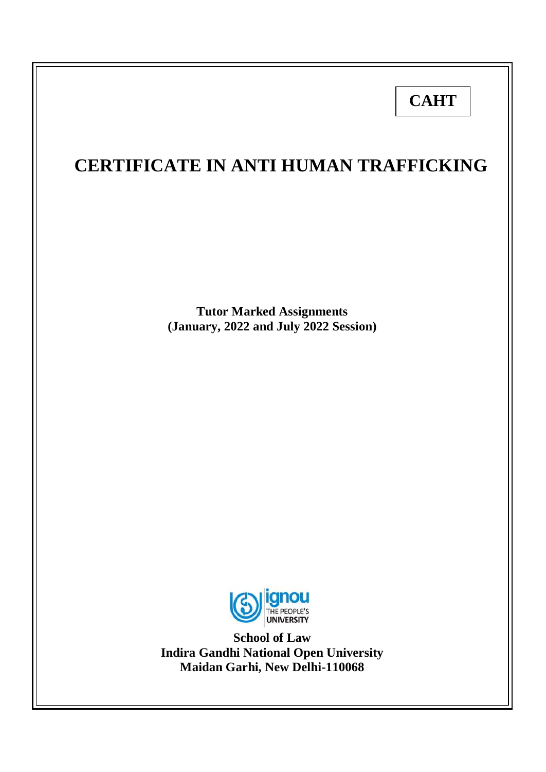**CAHT**

# CERTIFICATE IN ANTI HUMAN TRAFFICKING

**Tutor Marked Assignments**
**(January, 2022 and July 2022 Session)**

**School of Law**
**Indira Gandhi National Open University**
**Maidan Garhi, New Delhi-110068**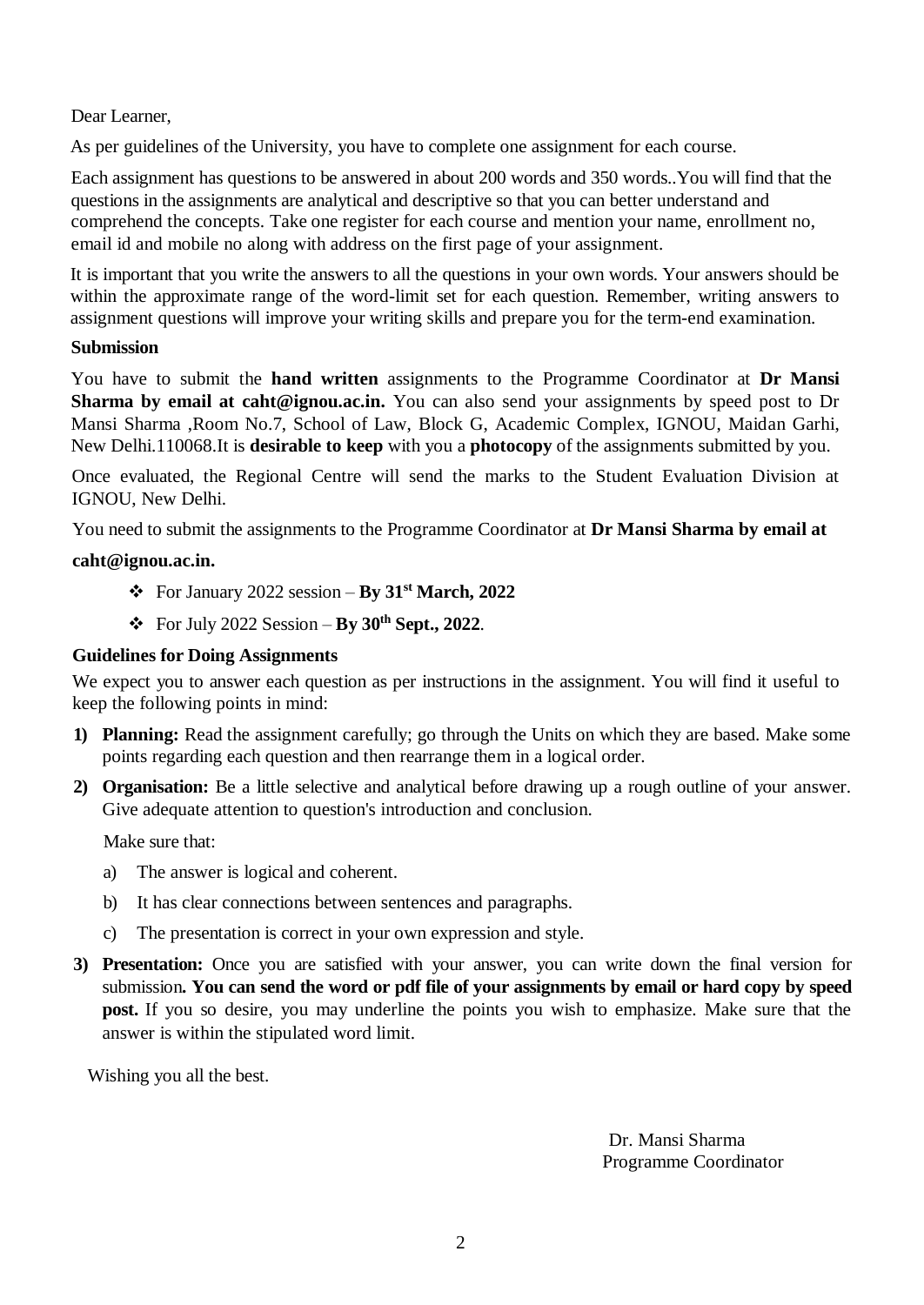Dear Learner,

As per guidelines of the University, you have to complete one assignment for each course.

Each assignment has questions to be answered in about 200 words and 350 words..You will find that the questions in the assignments are analytical and descriptive so that you can better understand and comprehend the concepts. Take one register for each course and mention your name, enrollment no, email id and mobile no along with address on the first page of your assignment.

It is important that you write the answers to all the questions in your own words. Your answers should be within the approximate range of the word-limit set for each question. Remember, writing answers to assignment questions will improve your writing skills and prepare you for the term-end examination.

**Submission**

You have to submit the **hand written** assignments to the Programme Coordinator at **Dr Mansi Sharma by email at caht@ignou.ac.in.** You can also send your assignments by speed post to Dr Mansi Sharma ,Room No.7, School of Law, Block G, Academic Complex, IGNOU, Maidan Garhi, New Delhi.110068.It is **desirable to keep** with you a **photocopy** of the assignments submitted by you.

Once evaluated, the Regional Centre will send the marks to the Student Evaluation Division at IGNOU, New Delhi.

You need to submit the assignments to the Programme Coordinator at **Dr Mansi Sharma by email at caht@ignou.ac.in.**

- For January 2022 session – **By 31st March, 2022**
- For July 2022 Session – **By 30th Sept., 2022**.

**Guidelines for Doing Assignments**

We expect you to answer each question as per instructions in the assignment. You will find it useful to keep the following points in mind:

1) **Planning:** Read the assignment carefully; go through the Units on which they are based. Make some points regarding each question and then rearrange them in a logical order.
2) **Organisation:** Be a little selective and analytical before drawing up a rough outline of your answer. Give adequate attention to question's introduction and conclusion.

   Make sure that:

   a) The answer is logical and coherent.

   b) It has clear connections between sentences and paragraphs.

   c) The presentation is correct in your own expression and style.
3) **Presentation:** Once you are satisfied with your answer, you can write down the final version for submission**. You can send the word or pdf file of your assignments by email or hard copy by speed post.** If you so desire, you may underline the points you wish to emphasize. Make sure that the answer is within the stipulated word limit.

Wishing you all the best.

Dr. Mansi Sharma
Programme Coordinator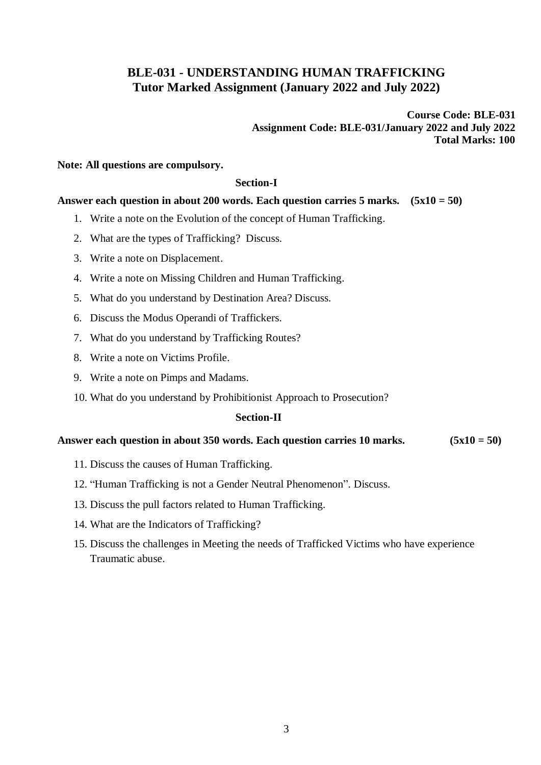# BLE-031 - UNDERSTANDING HUMAN TRAFFICKING
## Tutor Marked Assignment (January 2022 and July 2022)

**Course Code: BLE-031**
**Assignment Code: BLE-031/January 2022 and July 2022**
**Total Marks: 100**

**Note: All questions are compulsory.**

### Section-I

**Answer each question in about 200 words. Each question carries 5 marks. (5x10 = 50)**

1. Write a note on the Evolution of the concept of Human Trafficking.
2. What are the types of Trafficking? Discuss.
3. Write a note on Displacement.
4. Write a note on Missing Children and Human Trafficking.
5. What do you understand by Destination Area? Discuss.
6. Discuss the Modus Operandi of Traffickers.
7. What do you understand by Trafficking Routes?
8. Write a note on Victims Profile.
9. Write a note on Pimps and Madams.
10. What do you understand by Prohibitionist Approach to Prosecution?

### Section-II

**Answer each question in about 350 words. Each question carries 10 marks. (5x10 = 50)**

11. Discuss the causes of Human Trafficking.
12. "Human Trafficking is not a Gender Neutral Phenomenon". Discuss.
13. Discuss the pull factors related to Human Trafficking.
14. What are the Indicators of Trafficking?
15. Discuss the challenges in Meeting the needs of Trafficked Victims who have experience Traumatic abuse.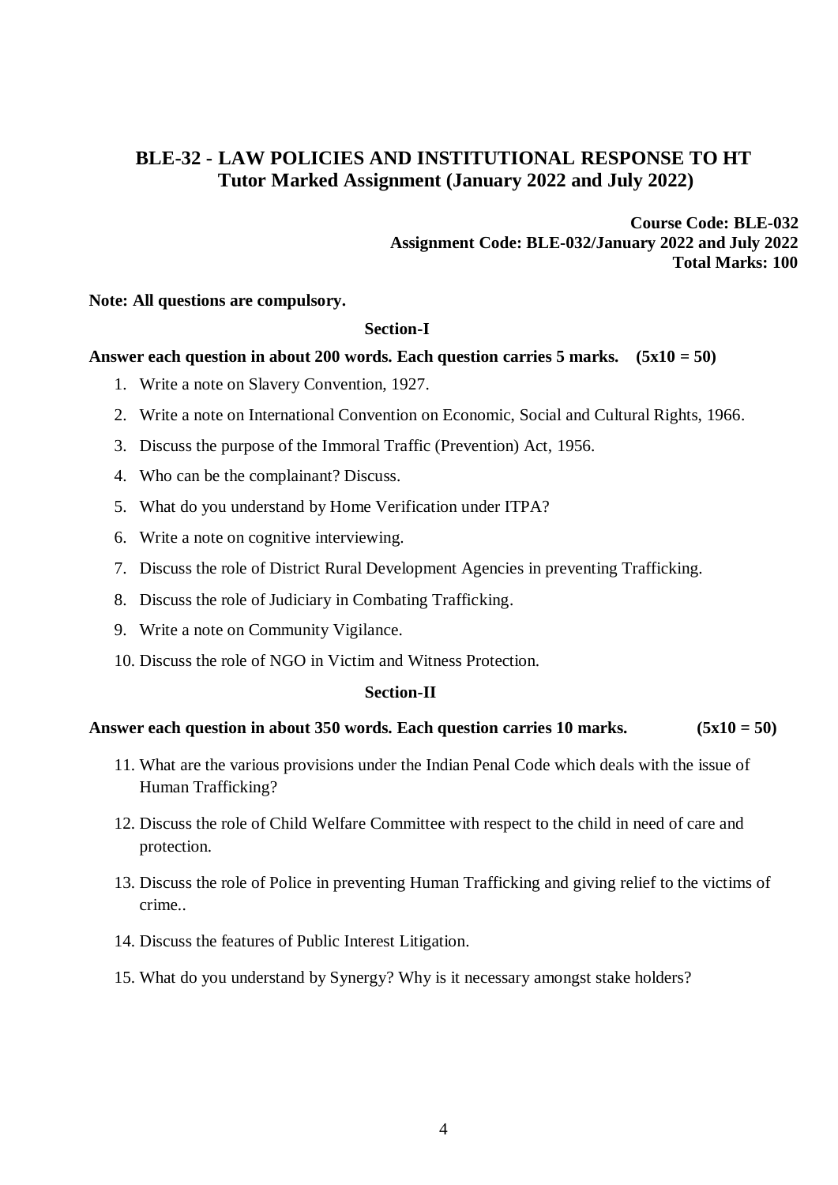# BLE-32 - LAW POLICIES AND INSTITUTIONAL RESPONSE TO HT
## Tutor Marked Assignment (January 2022 and July 2022)

**Course Code: BLE-032**
**Assignment Code: BLE-032/January 2022 and July 2022**
**Total Marks: 100**

**Note: All questions are compulsory.**

### Section-I

**Answer each question in about 200 words. Each question carries 5 marks. (5x10 = 50)**

1. Write a note on Slavery Convention, 1927.
2. Write a note on International Convention on Economic, Social and Cultural Rights, 1966.
3. Discuss the purpose of the Immoral Traffic (Prevention) Act, 1956.
4. Who can be the complainant? Discuss.
5. What do you understand by Home Verification under ITPA?
6. Write a note on cognitive interviewing.
7. Discuss the role of District Rural Development Agencies in preventing Trafficking.
8. Discuss the role of Judiciary in Combating Trafficking.
9. Write a note on Community Vigilance.
10. Discuss the role of NGO in Victim and Witness Protection.

### Section-II

**Answer each question in about 350 words. Each question carries 10 marks. (5x10 = 50)**

11. What are the various provisions under the Indian Penal Code which deals with the issue of Human Trafficking?
12. Discuss the role of Child Welfare Committee with respect to the child in need of care and protection.
13. Discuss the role of Police in preventing Human Trafficking and giving relief to the victims of crime..
14. Discuss the features of Public Interest Litigation.
15. What do you understand by Synergy? Why is it necessary amongst stake holders?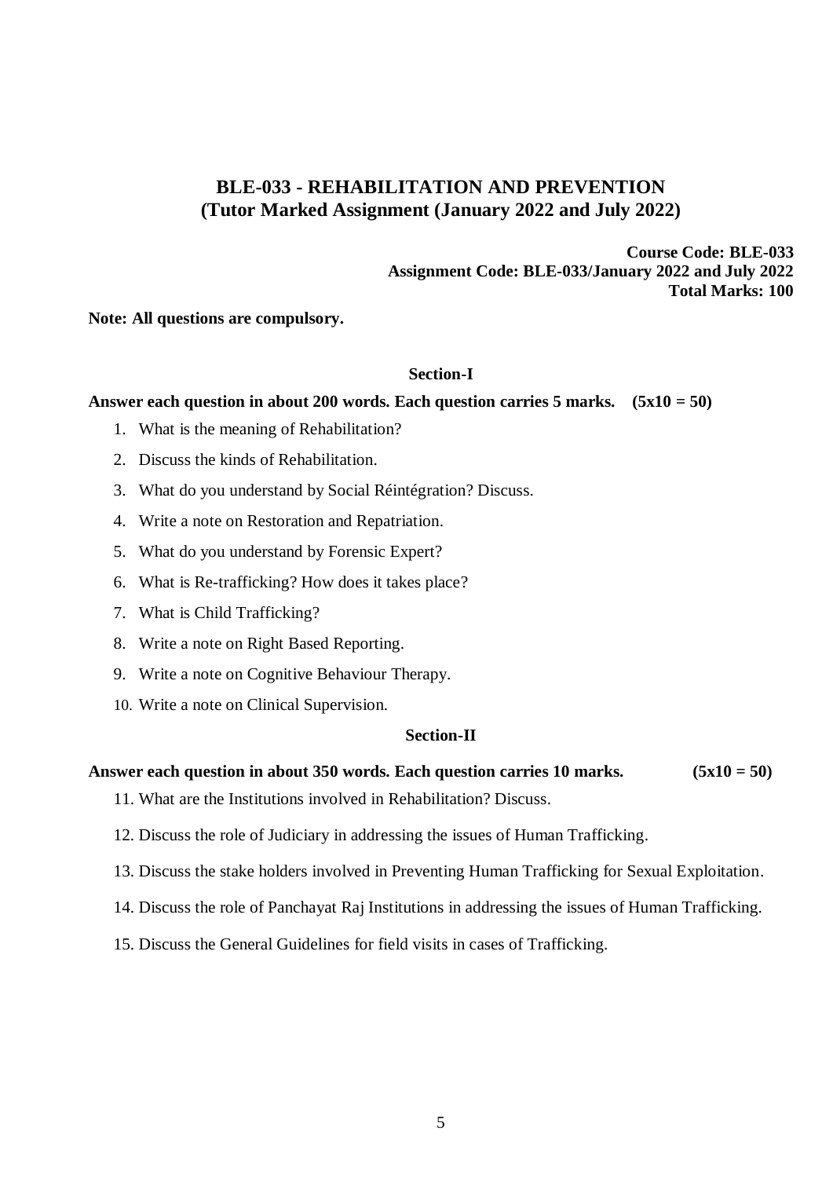# BLE-033 - REHABILITATION AND PREVENTION
## (Tutor Marked Assignment (January 2022 and July 2022)

**Course Code: BLE-033**
**Assignment Code: BLE-033/January 2022 and July 2022**
**Total Marks: 100**

**Note: All questions are compulsory.**

### Section-I

**Answer each question in about 200 words. Each question carries 5 marks. (5x10 = 50)**

1. What is the meaning of Rehabilitation?
2. Discuss the kinds of Rehabilitation.
3. What do you understand by Social Réintégration? Discuss.
4. Write a note on Restoration and Repatriation.
5. What do you understand by Forensic Expert?
6. What is Re-trafficking? How does it takes place?
7. What is Child Trafficking?
8. Write a note on Right Based Reporting.
9. Write a note on Cognitive Behaviour Therapy.
10. Write a note on Clinical Supervision.

### Section-II

**Answer each question in about 350 words. Each question carries 10 marks. (5x10 = 50)**

11. What are the Institutions involved in Rehabilitation? Discuss.
12. Discuss the role of Judiciary in addressing the issues of Human Trafficking.
13. Discuss the stake holders involved in Preventing Human Trafficking for Sexual Exploitation.
14. Discuss the role of Panchayat Raj Institutions in addressing the issues of Human Trafficking.
15. Discuss the General Guidelines for field visits in cases of Trafficking.